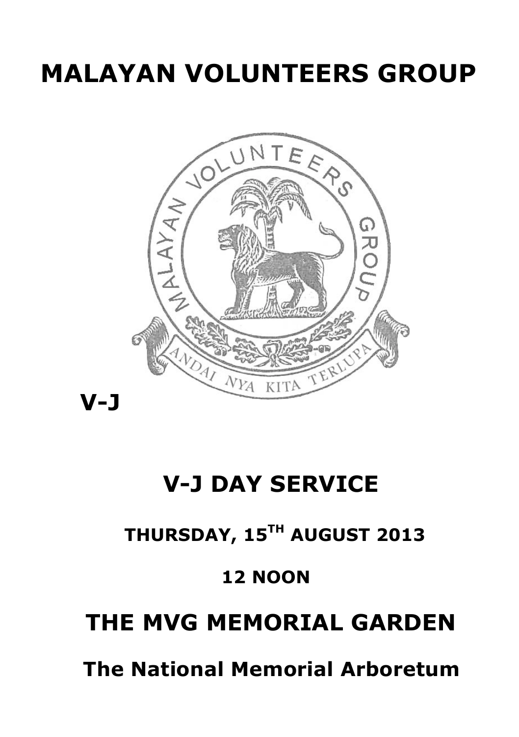# MALAYAN VOLUNTEERS GROUP

MALAYAN VOLUNTEERS GROUP

ANDAI NYA KITA TERLUPA

**V-J**

# V-J DAY SERVICE

## THURSDAY, 15TH AUGUST 2013

## 12 NOON

# THE MVG MEMORIAL GARDEN

## The National Memorial Arboretum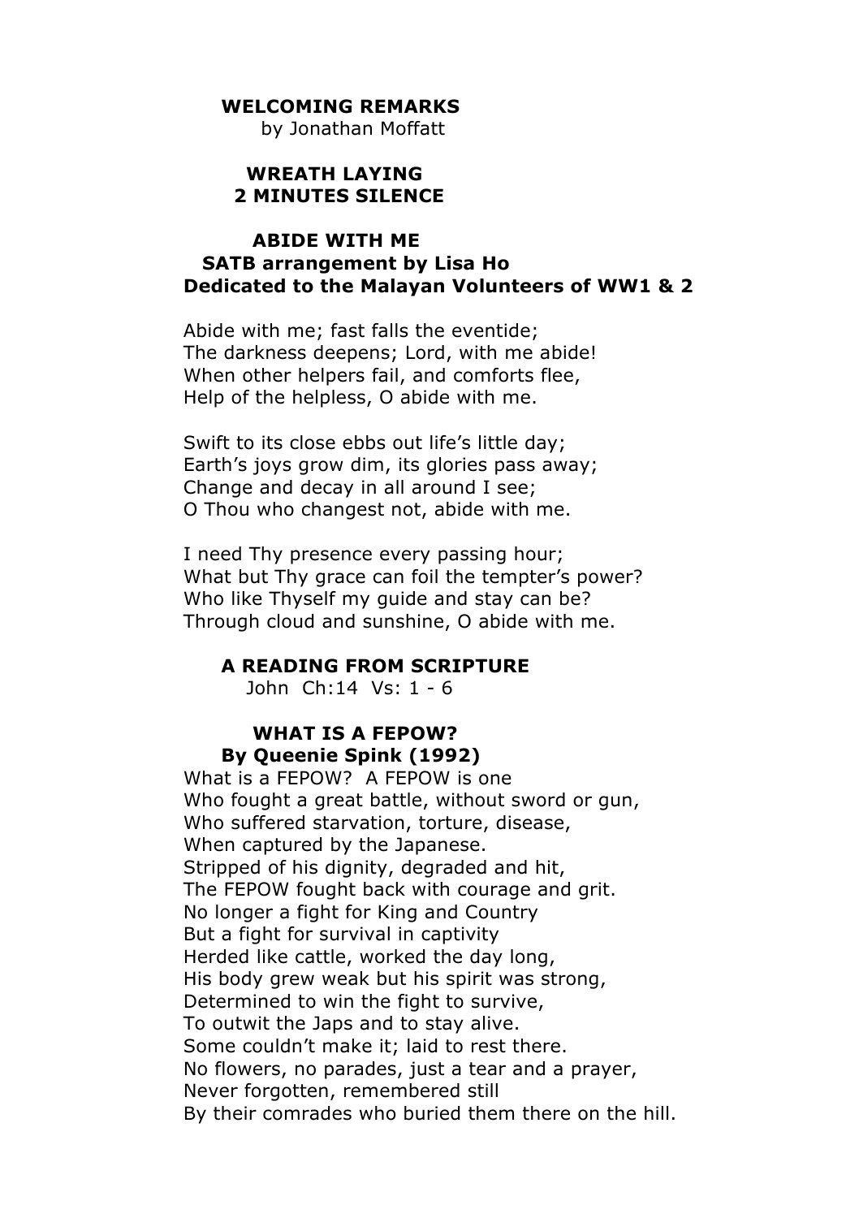**WELCOMING REMARKS**
by Jonathan Moffatt

**WREATH LAYING**
**2 MINUTES SILENCE**

**ABIDE WITH ME**
**SATB arrangement by Lisa Ho**
**Dedicated to the Malayan Volunteers of WW1 & 2**

Abide with me; fast falls the eventide;
The darkness deepens; Lord, with me abide!
When other helpers fail, and comforts flee,
Help of the helpless, O abide with me.

Swift to its close ebbs out life's little day;
Earth's joys grow dim, its glories pass away;
Change and decay in all around I see;
O Thou who changest not, abide with me.

I need Thy presence every passing hour;
What but Thy grace can foil the tempter's power?
Who like Thyself my guide and stay can be?
Through cloud and sunshine, O abide with me.

**A READING FROM SCRIPTURE**
John Ch:14 Vs: 1 - 6

**WHAT IS A FEPOW?**
**By Queenie Spink (1992)**

What is a FEPOW? A FEPOW is one
Who fought a great battle, without sword or gun,
Who suffered starvation, torture, disease,
When captured by the Japanese.
Stripped of his dignity, degraded and hit,
The FEPOW fought back with courage and grit.
No longer a fight for King and Country
But a fight for survival in captivity
Herded like cattle, worked the day long,
His body grew weak but his spirit was strong,
Determined to win the fight to survive,
To outwit the Japs and to stay alive.
Some couldn't make it; laid to rest there.
No flowers, no parades, just a tear and a prayer,
Never forgotten, remembered still
By their comrades who buried them there on the hill.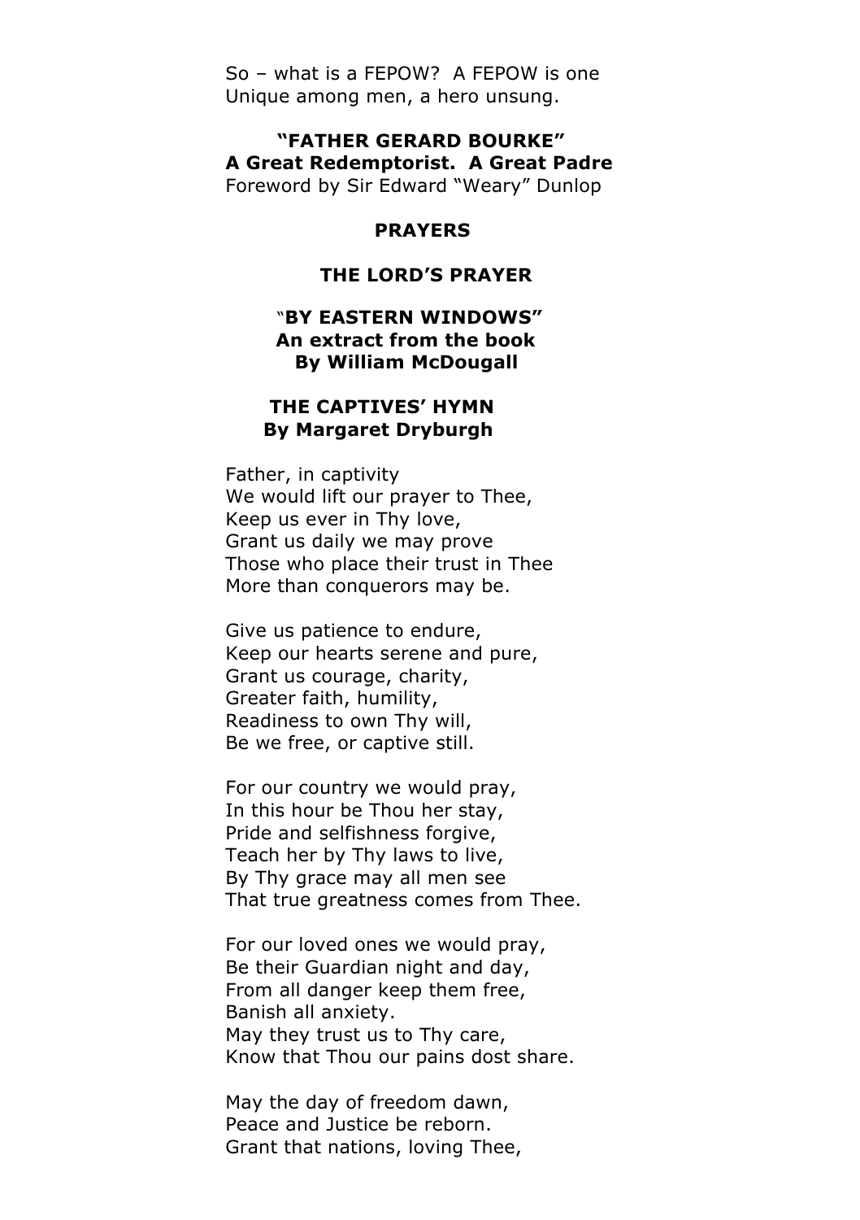So – what is a FEPOW? A FEPOW is one
Unique among men, a hero unsung.

**"FATHER GERARD BOURKE"**
**A Great Redemptorist. A Great Padre**
Foreword by Sir Edward "Weary" Dunlop

**PRAYERS**

**THE LORD'S PRAYER**

**"BY EASTERN WINDOWS"**
**An extract from the book**
**By William McDougall**

**THE CAPTIVES' HYMN**
**By Margaret Dryburgh**

Father, in captivity
We would lift our prayer to Thee,
Keep us ever in Thy love,
Grant us daily we may prove
Those who place their trust in Thee
More than conquerors may be.

Give us patience to endure,
Keep our hearts serene and pure,
Grant us courage, charity,
Greater faith, humility,
Readiness to own Thy will,
Be we free, or captive still.

For our country we would pray,
In this hour be Thou her stay,
Pride and selfishness forgive,
Teach her by Thy laws to live,
By Thy grace may all men see
That true greatness comes from Thee.

For our loved ones we would pray,
Be their Guardian night and day,
From all danger keep them free,
Banish all anxiety.
May they trust us to Thy care,
Know that Thou our pains dost share.

May the day of freedom dawn,
Peace and Justice be reborn.
Grant that nations, loving Thee,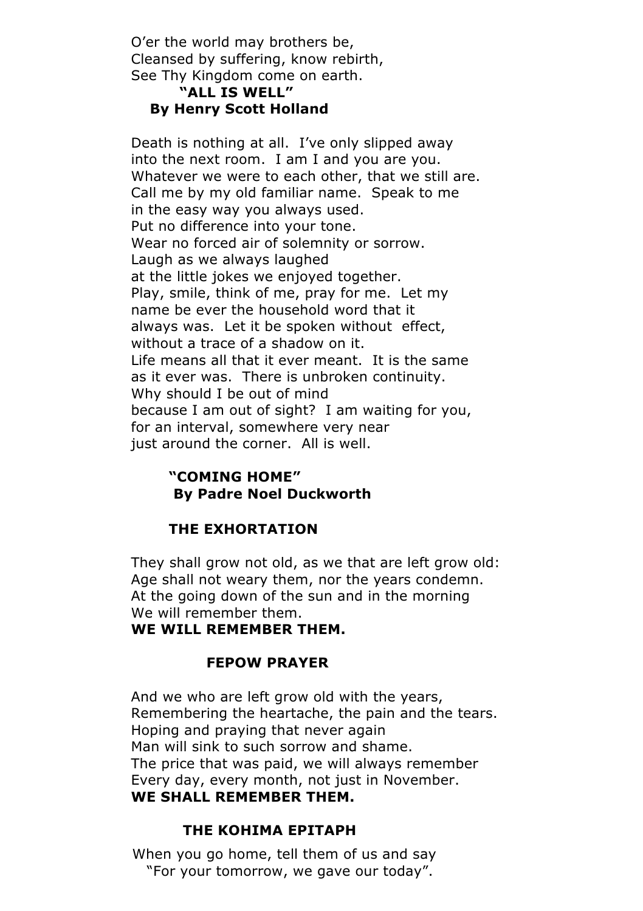O'er the world may brothers be,
Cleansed by suffering, know rebirth,
See Thy Kingdom come on earth.

## "ALL IS WELL"
### By Henry Scott Holland

Death is nothing at all. I've only slipped away
into the next room. I am I and you are you.
Whatever we were to each other, that we still are.
Call me by my old familiar name. Speak to me
in the easy way you always used.
Put no difference into your tone.
Wear no forced air of solemnity or sorrow.
Laugh as we always laughed
at the little jokes we enjoyed together.
Play, smile, think of me, pray for me. Let my
name be ever the household word that it
always was. Let it be spoken without effect,
without a trace of a shadow on it.
Life means all that it ever meant. It is the same
as it ever was. There is unbroken continuity.
Why should I be out of mind
because I am out of sight? I am waiting for you,
for an interval, somewhere very near
just around the corner. All is well.

## "COMING HOME"
### By Padre Noel Duckworth

## THE EXHORTATION

They shall grow not old, as we that are left grow old:
Age shall not weary them, nor the years condemn.
At the going down of the sun and in the morning
We will remember them.
**WE WILL REMEMBER THEM.**

## FEPOW PRAYER

And we who are left grow old with the years,
Remembering the heartache, the pain and the tears.
Hoping and praying that never again
Man will sink to such sorrow and shame.
The price that was paid, we will always remember
Every day, every month, not just in November.
**WE SHALL REMEMBER THEM.**

## THE KOHIMA EPITAPH

When you go home, tell them of us and say
"For your tomorrow, we gave our today".